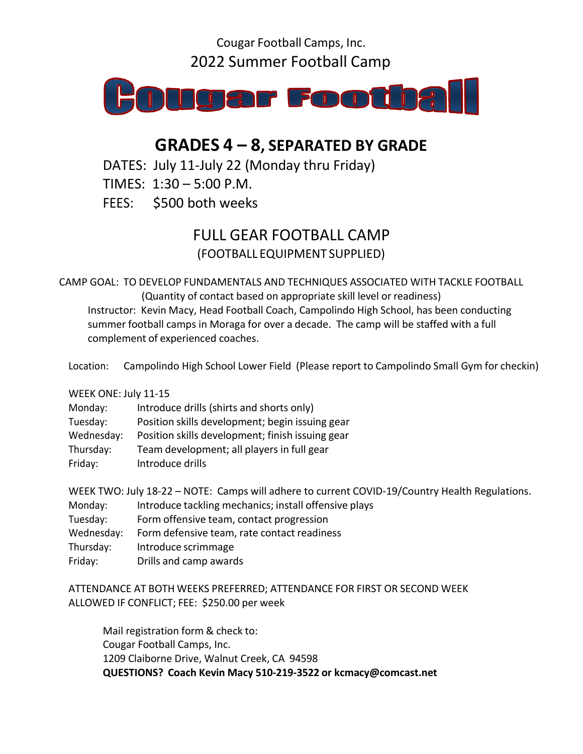Cougar Football Camps, Inc.

2022 Summer Football Camp

# Cougar Football

## GRADES 4 – 8, SEPARATED BY GRADE

DATES: July 11-July 22 (Monday thru Friday)

TIMES: 1:30 – 5:00 P.M.

FEES: $500 both weeks

## FULL GEAR FOOTBALL CAMP

(FOOTBALL EQUIPMENT SUPPLIED)

CAMP GOAL: TO DEVELOP FUNDAMENTALS AND TECHNIQUES ASSOCIATED WITH TACKLE FOOTBALL

(Quantity of contact based on appropriate skill level or readiness)

Instructor: Kevin Macy, Head Football Coach, Campolindo High School, has been conducting summer football camps in Moraga for over a decade. The camp will be staffed with a full complement of experienced coaches.

Location: Campolindo High School Lower Field (Please report to Campolindo Small Gym for checkin)

WEEK ONE: July 11-15

| | |
|---|---|
| Monday: | Introduce drills (shirts and shorts only) |
| Tuesday: | Position skills development; begin issuing gear |
| Wednesday: | Position skills development; finish issuing gear |
| Thursday: | Team development; all players in full gear |
| Friday: | Introduce drills |

WEEK TWO: July 18-22 – NOTE: Camps will adhere to current COVID-19/Country Health Regulations.

| | |
|---|---|
| Monday: | Introduce tackling mechanics; install offensive plays |
| Tuesday: | Form offensive team, contact progression |
| Wednesday: | Form defensive team, rate contact readiness |
| Thursday: | Introduce scrimmage |
| Friday: | Drills and camp awards |

ATTENDANCE AT BOTH WEEKS PREFERRED; ATTENDANCE FOR FIRST OR SECOND WEEK ALLOWED IF CONFLICT; FEE: $250.00 per week

Mail registration form & check to:
Cougar Football Camps, Inc.
1209 Claiborne Drive, Walnut Creek, CA 94598
**QUESTIONS? Coach Kevin Macy 510-219-3522 or kcmacy@comcast.net**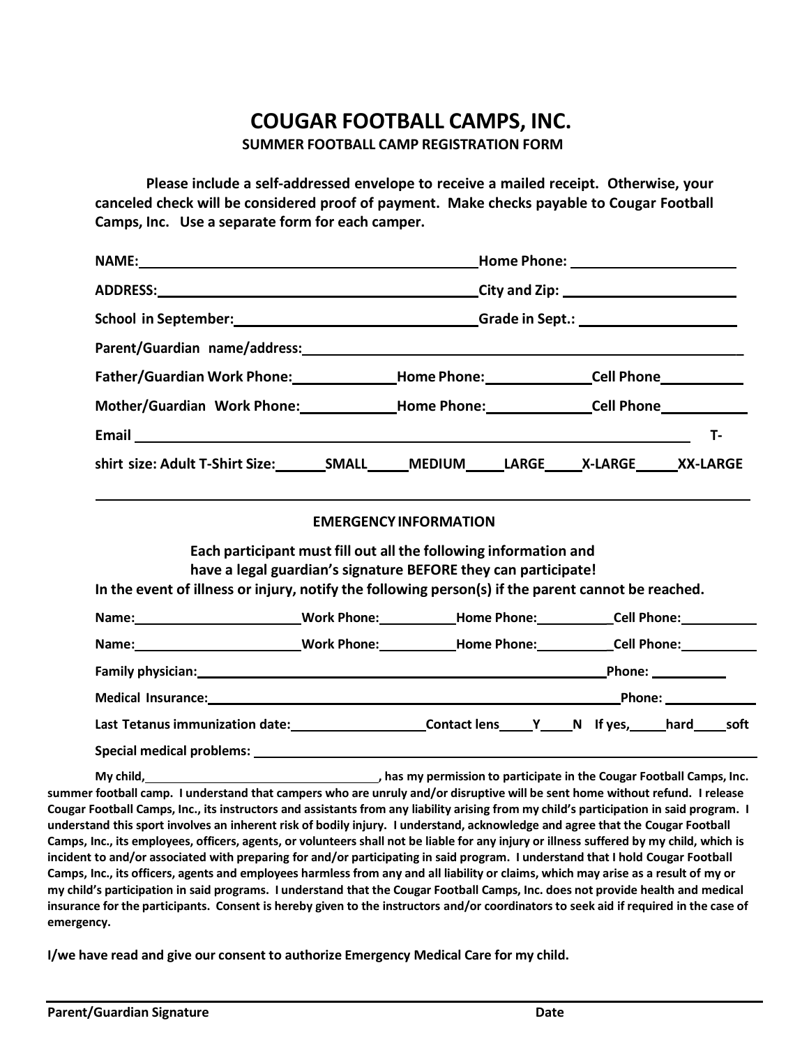# COUGAR FOOTBALL CAMPS, INC.

**SUMMER FOOTBALL CAMP REGISTRATION FORM**

**Please include a self-addressed envelope to receive a mailed receipt. Otherwise, your canceled check will be considered proof of payment. Make checks payable to Cougar Football Camps, Inc. Use a separate form for each camper.**

**NAME:** ______________________________ **Home Phone:** ______________

**ADDRESS:** ______________________________ **City and Zip:** ______________

**School in September:** ______________________ **Grade in Sept.:** ______________

**Parent/Guardian name/address:** ____________________________________________

**Father/Guardian Work Phone:** __________ **Home Phone:** __________ **Cell Phone** __________

**Mother/Guardian Work Phone:** __________ **Home Phone:** __________ **Cell Phone** __________

**Email** ____________________________________________ **T-shirt size: Adult T-Shirt Size:** _____ **SMALL** _____ **MEDIUM** _____ **LARGE** _____ **X-LARGE** _____ **XX-LARGE**

---

**EMERGENCY INFORMATION**

**Each participant must fill out all the following information and have a legal guardian's signature BEFORE they can participate!**

**In the event of illness or injury, notify the following person(s) if the parent cannot be reached.**

**Name:** ______________ **Work Phone:** __________ **Home Phone:** __________ **Cell Phone:** __________

**Name:** ______________ **Work Phone:** __________ **Home Phone:** __________ **Cell Phone:** __________

**Family physician:** ____________________________________ **Phone:** __________

**Medical Insurance:** ____________________________________ **Phone:** __________

**Last Tetanus immunization date:** ______________ **Contact lens** _____ **Y** _____ **N If yes,** _____ **hard** _____ **soft**

**Special medical problems:** ____________________________________________

**My child,** ______________________, **has my permission to participate in the Cougar Football Camps, Inc. summer football camp. I understand that campers who are unruly and/or disruptive will be sent home without refund. I release Cougar Football Camps, Inc., its instructors and assistants from any liability arising from my child's participation in said program. I understand this sport involves an inherent risk of bodily injury. I understand, acknowledge and agree that the Cougar Football Camps, Inc., its employees, officers, agents, or volunteers shall not be liable for any injury or illness suffered by my child, which is incident to and/or associated with preparing for and/or participating in said program. I understand that I hold Cougar Football Camps, Inc., its officers, agents and employees harmless from any and all liability or claims, which may arise as a result of my or my child's participation in said programs. I understand that the Cougar Football Camps, Inc. does not provide health and medical insurance for the participants. Consent is hereby given to the instructors and/or coordinators to seek aid if required in the case of emergency.**

**I/we have read and give our consent to authorize Emergency Medical Care for my child.**

______________________________________________________________________

**Parent/Guardian Signature** **Date**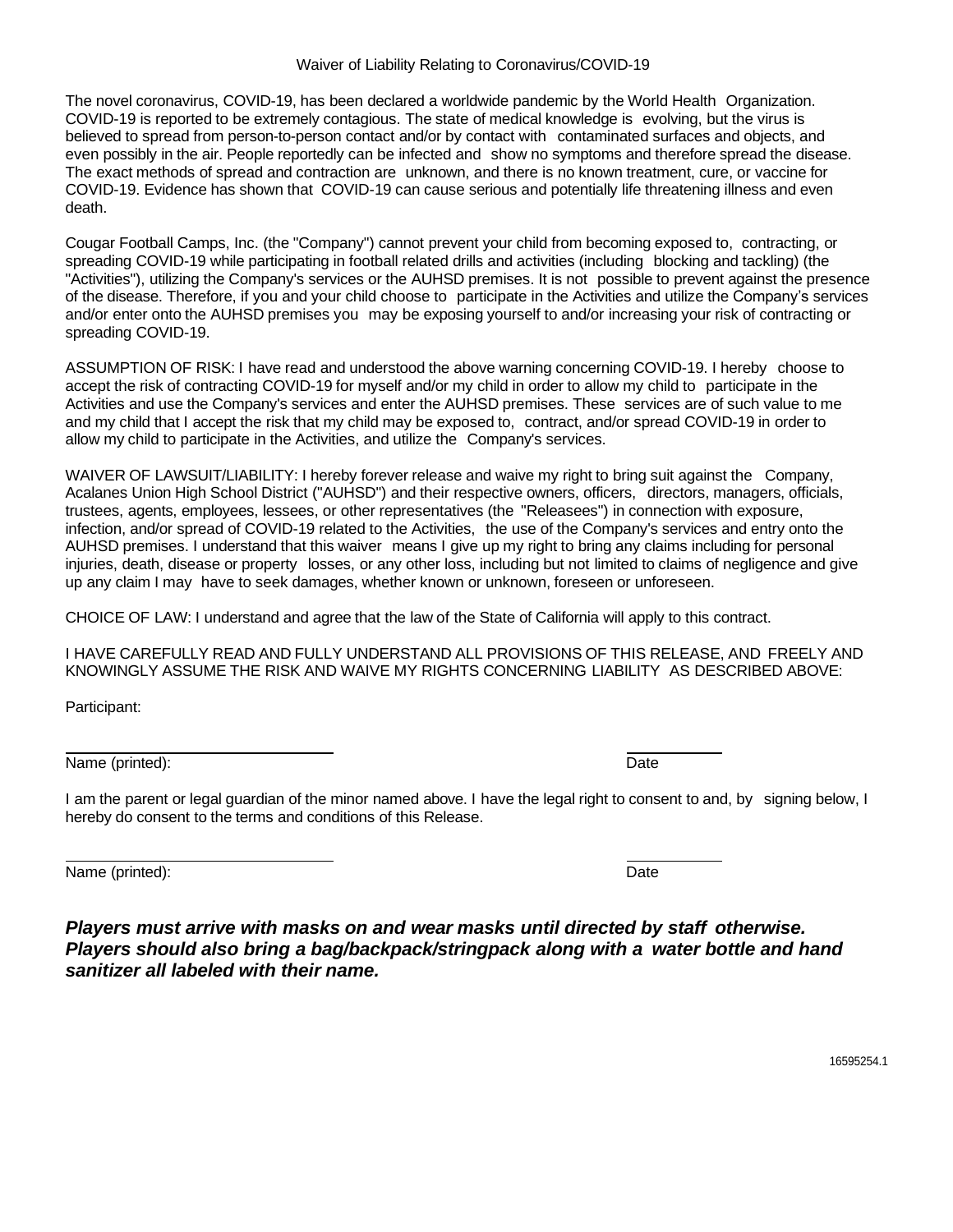# Waiver of Liability Relating to Coronavirus/COVID-19

The novel coronavirus, COVID-19, has been declared a worldwide pandemic by the World Health Organization. COVID-19 is reported to be extremely contagious. The state of medical knowledge is evolving, but the virus is believed to spread from person-to-person contact and/or by contact with contaminated surfaces and objects, and even possibly in the air. People reportedly can be infected and show no symptoms and therefore spread the disease. The exact methods of spread and contraction are unknown, and there is no known treatment, cure, or vaccine for COVID-19. Evidence has shown that COVID-19 can cause serious and potentially life threatening illness and even death.

Cougar Football Camps, Inc. (the "Company") cannot prevent your child from becoming exposed to, contracting, or spreading COVID-19 while participating in football related drills and activities (including blocking and tackling) (the "Activities"), utilizing the Company's services or the AUHSD premises. It is not possible to prevent against the presence of the disease. Therefore, if you and your child choose to participate in the Activities and utilize the Company's services and/or enter onto the AUHSD premises you may be exposing yourself to and/or increasing your risk of contracting or spreading COVID-19.

ASSUMPTION OF RISK: I have read and understood the above warning concerning COVID-19. I hereby choose to accept the risk of contracting COVID-19 for myself and/or my child in order to allow my child to participate in the Activities and use the Company's services and enter the AUHSD premises. These services are of such value to me and my child that I accept the risk that my child may be exposed to, contract, and/or spread COVID-19 in order to allow my child to participate in the Activities, and utilize the Company's services.

WAIVER OF LAWSUIT/LIABILITY: I hereby forever release and waive my right to bring suit against the Company, Acalanes Union High School District ("AUHSD") and their respective owners, officers, directors, managers, officials, trustees, agents, employees, lessees, or other representatives (the "Releasees") in connection with exposure, infection, and/or spread of COVID-19 related to the Activities, the use of the Company's services and entry onto the AUHSD premises. I understand that this waiver means I give up my right to bring any claims including for personal injuries, death, disease or property losses, or any other loss, including but not limited to claims of negligence and give up any claim I may have to seek damages, whether known or unknown, foreseen or unforeseen.

CHOICE OF LAW: I understand and agree that the law of the State of California will apply to this contract.

I HAVE CAREFULLY READ AND FULLY UNDERSTAND ALL PROVISIONS OF THIS RELEASE, AND FREELY AND KNOWINGLY ASSUME THE RISK AND WAIVE MY RIGHTS CONCERNING LIABILITY AS DESCRIBED ABOVE:

Participant:

Name (printed): ______________________________ Date ____________

I am the parent or legal guardian of the minor named above. I have the legal right to consent to and, by signing below, I hereby do consent to the terms and conditions of this Release.

Name (printed): ______________________________ Date ____________

***Players must arrive with masks on and wear masks until directed by staff otherwise. Players should also bring a bag/backpack/stringpack along with a water bottle and hand sanitizer all labeled with their name.***

16595254.1